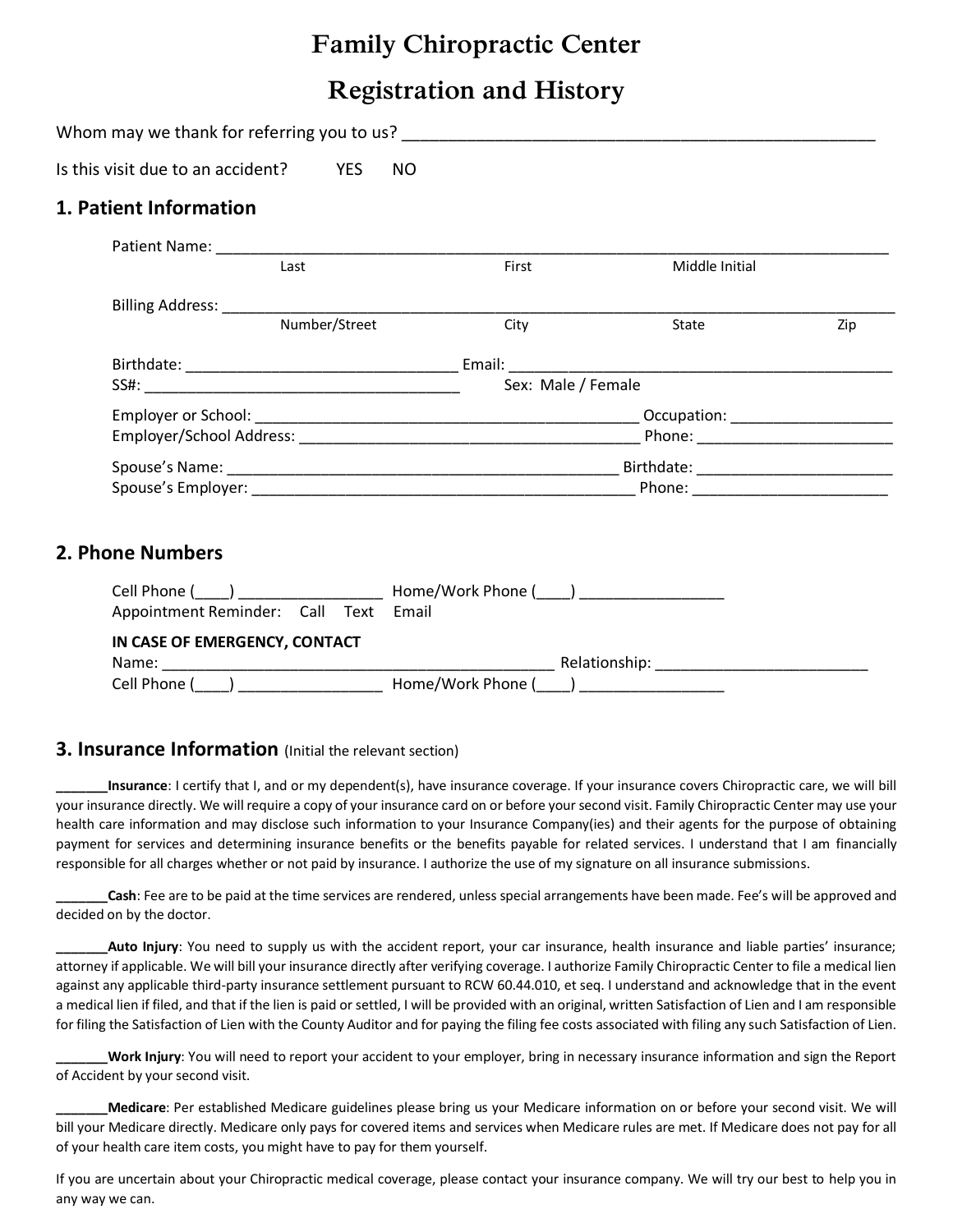# Family Chiropractic Center

# Registration and History

Whom may we thank for referring you to us? ____________________________________________________

Is this visit due to an accident? YES NO

## 1. Patient Information

Patient Name: ____________________________________________________________________________
Last First Middle Initial

Billing Address: ___________________________________________________________________________
Number/Street City State Zip

Birthdate: _______________________________ Email: __________________________________________
SS#: ___________________________________ Sex: Male / Female

Employer or School: ____________________________________________ Occupation: __________________
Employer/School Address: _______________________________________ Phone: _______________________

Spouse's Name: _____________________________________________ Birthdate: _______________________
Spouse's Employer: __________________________________________ Phone: _______________________

## 2. Phone Numbers

Cell Phone (____) ________________ Home/Work Phone (____) ________________
Appointment Reminder: Call Text Email

**IN CASE OF EMERGENCY, CONTACT**
Name: ____________________________________________ Relationship: _________________________
Cell Phone (____) ________________ Home/Work Phone (____) ________________

## 3. Insurance Information (Initial the relevant section)

_______**Insurance**: I certify that I, and or my dependent(s), have insurance coverage. If your insurance covers Chiropractic care, we will bill your insurance directly. We will require a copy of your insurance card on or before your second visit. Family Chiropractic Center may use your health care information and may disclose such information to your Insurance Company(ies) and their agents for the purpose of obtaining payment for services and determining insurance benefits or the benefits payable for related services. I understand that I am financially responsible for all charges whether or not paid by insurance. I authorize the use of my signature on all insurance submissions.

_______**Cash**: Fee are to be paid at the time services are rendered, unless special arrangements have been made. Fee's will be approved and decided on by the doctor.

_______**Auto Injury**: You need to supply us with the accident report, your car insurance, health insurance and liable parties' insurance; attorney if applicable. We will bill your insurance directly after verifying coverage. I authorize Family Chiropractic Center to file a medical lien against any applicable third-party insurance settlement pursuant to RCW 60.44.010, et seq. I understand and acknowledge that in the event a medical lien if filed, and that if the lien is paid or settled, I will be provided with an original, written Satisfaction of Lien and I am responsible for filing the Satisfaction of Lien with the County Auditor and for paying the filing fee costs associated with filing any such Satisfaction of Lien.

_______**Work Injury**: You will need to report your accident to your employer, bring in necessary insurance information and sign the Report of Accident by your second visit.

_______**Medicare**: Per established Medicare guidelines please bring us your Medicare information on or before your second visit. We will bill your Medicare directly. Medicare only pays for covered items and services when Medicare rules are met. If Medicare does not pay for all of your health care item costs, you might have to pay for them yourself.

If you are uncertain about your Chiropractic medical coverage, please contact your insurance company. We will try our best to help you in any way we can.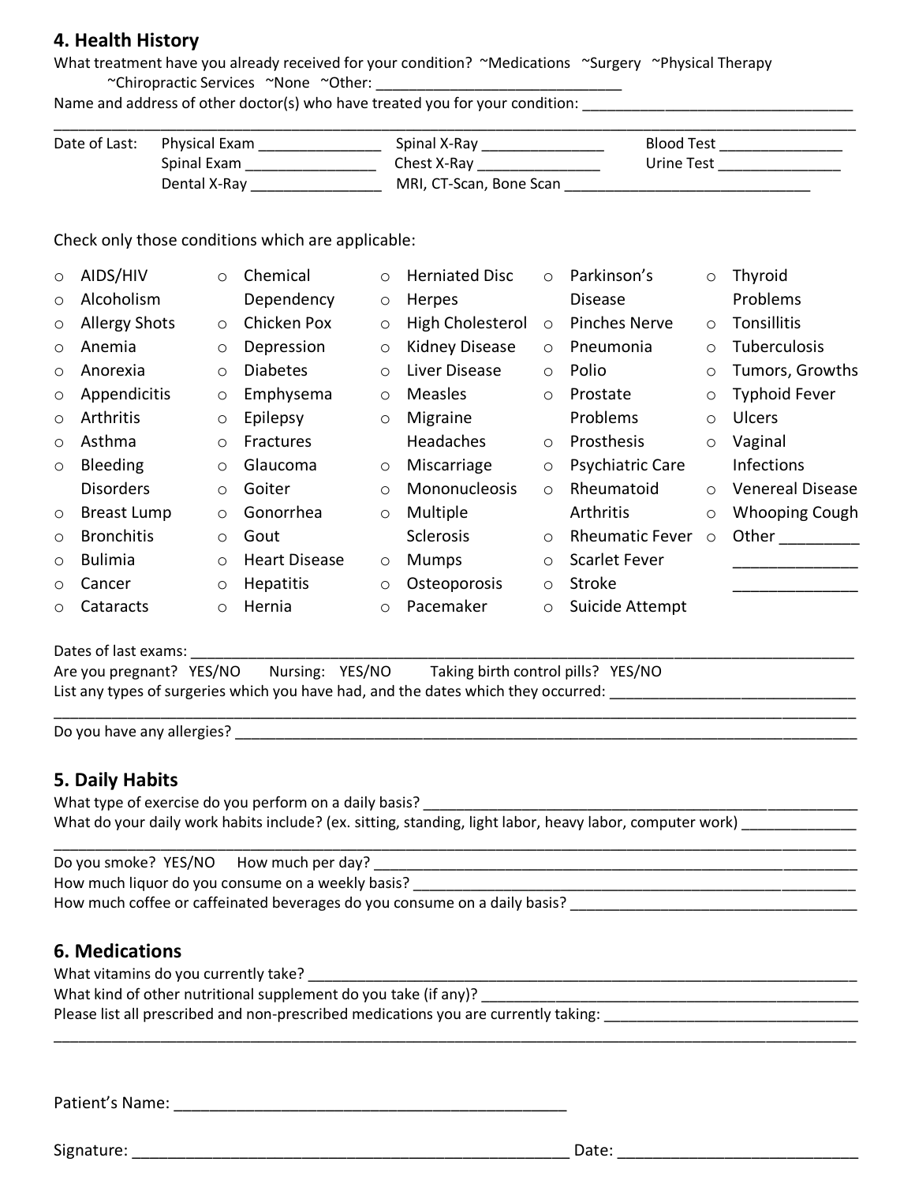## 4. Health History

What treatment have you already received for your condition? ~Medications ~Surgery ~Physical Therapy ~Chiropractic Services ~None ~Other: ______________________________

Name and address of other doctor(s) who have treated you for your condition: __________________________________

____________________________________________________________________________________________________

| | | | |
|---|---|---|---|
| Date of Last: | Physical Exam _______________ | Spinal X-Ray _______________ | Blood Test _______________ |
| | Spinal Exam ________________ | Chest X-Ray _______________ | Urine Test _______________ |
| | Dental X-Ray ________________ | MRI, CT-Scan, Bone Scan _______________________________ | |

Check only those conditions which are applicable:

- o AIDS/HIV
- o Alcoholism
- o Allergy Shots
- o Anemia
- o Anorexia
- o Appendicitis
- o Arthritis
- o Asthma
- o Bleeding Disorders
- o Breast Lump
- o Bronchitis
- o Bulimia
- o Cancer
- o Cataracts
- o Chemical Dependency
- o Chicken Pox
- o Depression
- o Diabetes
- o Emphysema
- o Epilepsy
- o Fractures
- o Glaucoma
- o Goiter
- o Gonorrhea
- o Gout
- o Heart Disease
- o Hepatitis
- o Hernia
- o Herniated Disc
- o Herpes
- o High Cholesterol
- o Kidney Disease
- o Liver Disease
- o Measles
- o Migraine Headaches
- o Miscarriage
- o Mononucleosis
- o Multiple Sclerosis
- o Mumps
- o Osteoporosis
- o Pacemaker
- o Parkinson's Disease
- o Pinches Nerve
- o Pneumonia
- o Polio
- o Prostate Problems
- o Prosthesis
- o Psychiatric Care
- o Rheumatoid Arthritis
- o Rheumatic Fever
- o Scarlet Fever
- o Stroke
- o Suicide Attempt
- o Thyroid Problems
- o Tonsillitis
- o Tuberculosis
- o Tumors, Growths
- o Typhoid Fever
- o Ulcers
- o Vaginal Infections
- o Venereal Disease
- o Whooping Cough
- o Other _________ ______________ ______________

Dates of last exams: ____________________________________________________________________________________

Are you pregnant? YES/NO Nursing: YES/NO Taking birth control pills? YES/NO

List any types of surgeries which you have had, and the dates which they occurred: ______________________________

____________________________________________________________________________________________________

Do you have any allergies? ______________________________________________________________________________

## 5. Daily Habits

What type of exercise do you perform on a daily basis? _____________________________________________________

What do your daily work habits include? (ex. sitting, standing, light labor, heavy labor, computer work) ______________

____________________________________________________________________________________________________

Do you smoke? YES/NO How much per day? ______________________________________________________________

How much liquor do you consume on a weekly basis? _______________________________________________________

How much coffee or caffeinated beverages do you consume on a daily basis? ____________________________________

## 6. Medications

What vitamins do you currently take? ____________________________________________________________________

What kind of other nutritional supplement do you take (if any)? ______________________________________________

Please list all prescribed and non-prescribed medications you are currently taking: _______________________________

____________________________________________________________________________________________________

Patient's Name: ______________________________________________

Signature: ____________________________________________________ Date: ____________________________